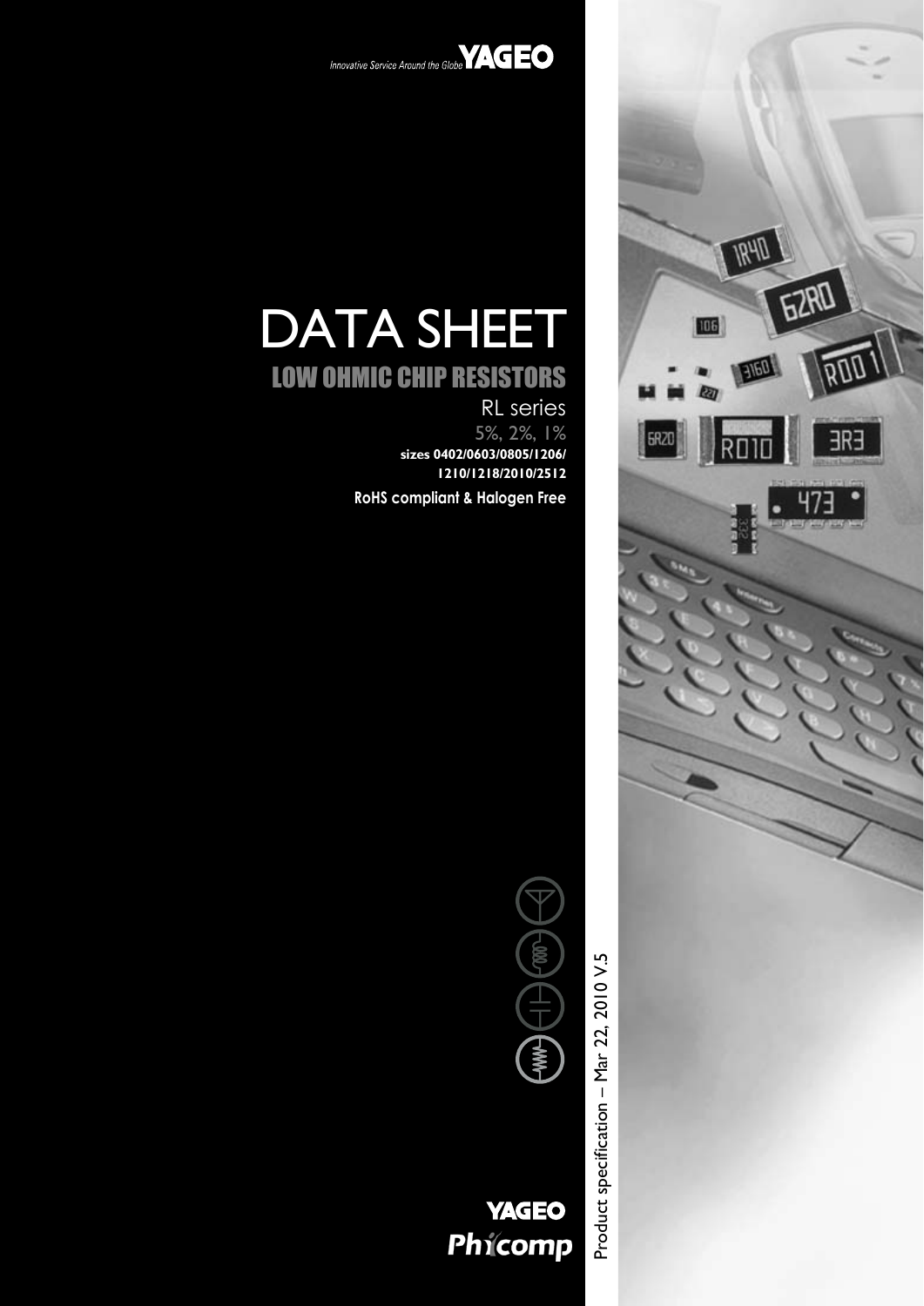Innovative Service Around the Globe **YAGEO**

# DATA SHEET

## LOW OHMIC CHIP RESISTORS

RL series

5%, 2%, 1%

**sizes 0402/0603/0805/1206/1210/1218/2010/2512**

**RoHS compliant & Halogen Free**

Product specification – Mar 22, 2010 V.5

**YAGEO**

**Phycomp**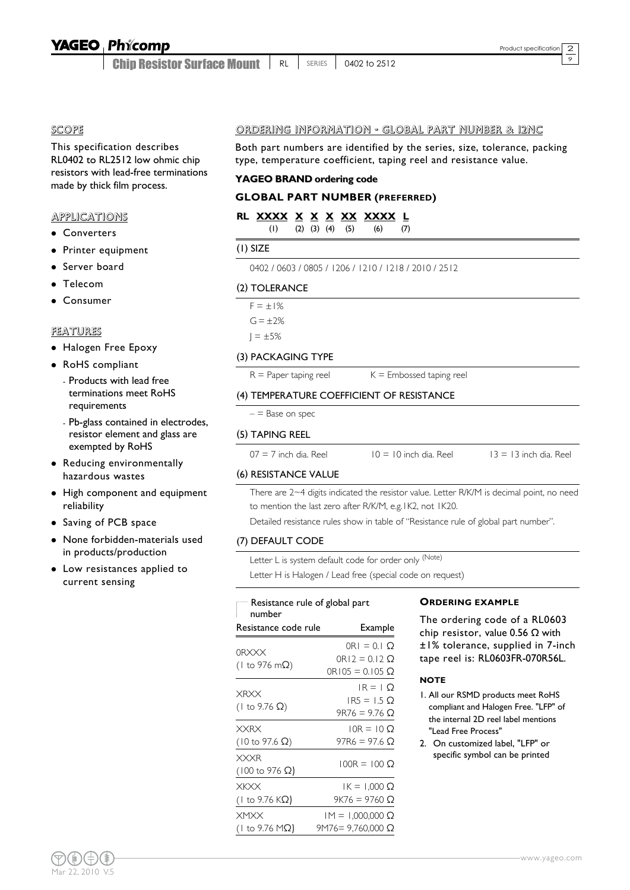## SCOPE

This specification describes RL0402 to RL2512 low ohmic chip resistors with lead-free terminations made by thick film process.

## APPLICATIONS

- Converters
- Printer equipment
- Server board
- Telecom
- Consumer

## FEATURES

- Halogen Free Epoxy
- RoHS compliant
  - Products with lead free terminations meet RoHS requirements
  - Pb-glass contained in electrodes, resistor element and glass are exempted by RoHS
- Reducing environmentally hazardous wastes
- High component and equipment reliability
- Saving of PCB space
- None forbidden-materials used in products/production
- Low resistances applied to current sensing

## ORDERING INFORMATION - GLOBAL PART NUMBER & 12NC

Both part numbers are identified by the series, size, tolerance, packing type, temperature coefficient, taping reel and resistance value.

### YAGEO BRAND ordering code

### GLOBAL PART NUMBER (PREFERRED)

**RL XXXX X X X XX XXXX L**
(1) (2) (3) (4) (5) (6) (7)

#### (1) SIZE

0402 / 0603 / 0805 / 1206 / 1210 / 1218 / 2010 / 2512

#### (2) TOLERANCE

F = ±1%
G = ±2%
J = ±5%

#### (3) PACKAGING TYPE

R = Paper taping reel    K = Embossed taping reel

#### (4) TEMPERATURE COEFFICIENT OF RESISTANCE

– = Base on spec

#### (5) TAPING REEL

07 = 7 inch dia. Reel    10 = 10 inch dia. Reel    13 = 13 inch dia. Reel

#### (6) RESISTANCE VALUE

There are 2~4 digits indicated the resistor value. Letter R/K/M is decimal point, no need to mention the last zero after R/K/M, e.g.1K2, not 1K20.

Detailed resistance rules show in table of "Resistance rule of global part number".

#### (7) DEFAULT CODE

Letter L is system default code for order only [(Note)]

Letter H is Halogen / Lead free (special code on request)

Resistance rule of global part number

| Resistance code rule | Example |
| --- | --- |
| 0RXXX (1 to 976 mΩ) | 0R1 = 0.1 Ω<br>0R12 = 0.12 Ω<br>0R105 = 0.105 Ω |
| XRXX (1 to 9.76 Ω) | 1R = 1 Ω<br>1R5 = 1.5 Ω<br>9R76 = 9.76 Ω |
| XXRX (10 to 97.6 Ω) | 10R = 10 Ω<br>97R6 = 97.6 Ω |
| XXXR (100 to 976 Ω) | 100R = 100 Ω |
| XKXX (1 to 9.76 KΩ) | 1K = 1,000 Ω<br>9K76 = 9760 Ω |
| XMXX (1 to 9.76 MΩ) | 1M = 1,000,000 Ω<br>9M76= 9,760,000 Ω |

### ORDERING EXAMPLE

The ordering code of a RL0603 chip resistor, value 0.56 Ω with ±1% tolerance, supplied in 7-inch tape reel is: RL0603FR-070R56L.

### NOTE

1. All our RSMD products meet RoHS compliant and Halogen Free. "LFP" of the internal 2D reel label mentions "Lead Free Process"
2. On customized label, "LFP" or specific symbol can be printed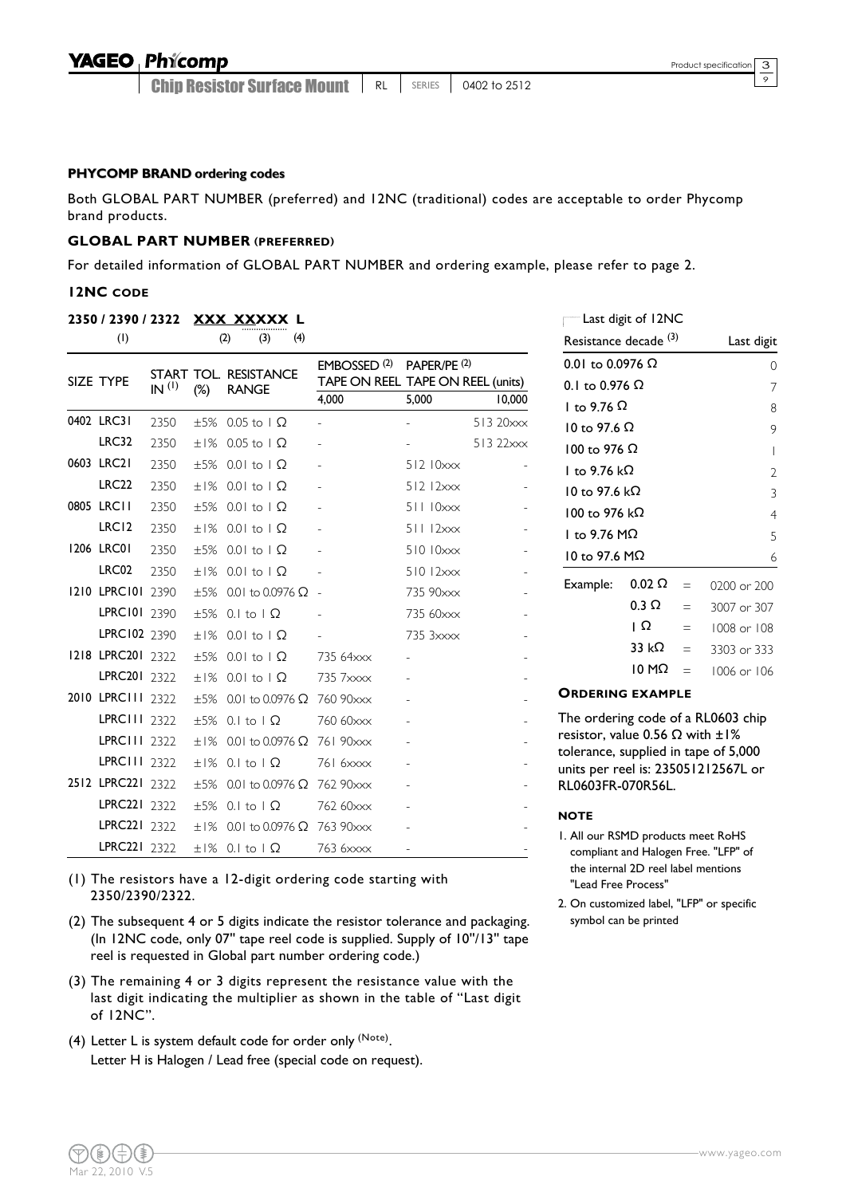### PHYCOMP BRAND ordering codes

Both GLOBAL PART NUMBER (preferred) and 12NC (traditional) codes are acceptable to order Phycomp brand products.

### GLOBAL PART NUMBER (PREFERRED)

For detailed information of GLOBAL PART NUMBER and ordering example, please refer to page 2.

### 12NC CODE

**2350 / 2390 / 2322 XXX XXXXX L**

(1) (2) (3) (4)

| SIZE | TYPE | START IN (1) | TOL. (%) | RESISTANCE RANGE | EMBOSSED (2) TAPE ON REEL | PAPER/PE (2) TAPE ON REEL (units) | |
|---|---|---|---|---|---|---|---|
| | | | | | 4,000 | 5,000 | 10,000 |
| 0402 | LRC31 | 2350 | ±5% | 0.05 to 1 Ω | - | - | 513 20xxx |
| | LRC32 | 2350 | ±1% | 0.05 to 1 Ω | - | - | 513 22xxx |
| 0603 | LRC21 | 2350 | ±5% | 0.01 to 1 Ω | - | 512 10xxx | - |
| | LRC22 | 2350 | ±1% | 0.01 to 1 Ω | - | 512 12xxx | - |
| 0805 | LRC11 | 2350 | ±5% | 0.01 to 1 Ω | - | 511 10xxx | - |
| | LRC12 | 2350 | ±1% | 0.01 to 1 Ω | - | 511 12xxx | - |
| 1206 | LRC01 | 2350 | ±5% | 0.01 to 1 Ω | - | 510 10xxx | - |
| | LRC02 | 2350 | ±1% | 0.01 to 1 Ω | - | 510 12xxx | - |
| 1210 | LPRC101 | 2390 | ±5% | 0.01 to 0.0976 Ω | - | 735 90xxx | - |
| | LPRC101 | 2390 | ±5% | 0.1 to 1 Ω | - | 735 60xxx | - |
| | LPRC102 | 2390 | ±1% | 0.01 to 1 Ω | - | 735 3xxxx | - |
| 1218 | LPRC201 | 2322 | ±5% | 0.01 to 1 Ω | 735 64xxx | - | - |
| | LPRC201 | 2322 | ±1% | 0.01 to 1 Ω | 735 7xxxx | - | - |
| 2010 | LPRC111 | 2322 | ±5% | 0.01 to 0.0976 Ω | 760 90xxx | - | - |
| | LPRC111 | 2322 | ±5% | 0.1 to 1 Ω | 760 60xxx | - | - |
| | LPRC111 | 2322 | ±1% | 0.01 to 0.0976 Ω | 761 90xxx | - | - |
| | LPRC111 | 2322 | ±1% | 0.1 to 1 Ω | 761 6xxxx | - | - |
| 2512 | LPRC221 | 2322 | ±5% | 0.01 to 0.0976 Ω | 762 90xxx | - | - |
| | LPRC221 | 2322 | ±5% | 0.1 to 1 Ω | 762 60xxx | - | - |
| | LPRC221 | 2322 | ±1% | 0.01 to 0.0976 Ω | 763 90xxx | - | - |
| | LPRC221 | 2322 | ±1% | 0.1 to 1 Ω | 763 6xxxx | - | - |

(1) The resistors have a 12-digit ordering code starting with 2350/2390/2322.

(2) The subsequent 4 or 5 digits indicate the resistor tolerance and packaging. (In 12NC code, only 07" tape reel code is supplied. Supply of 10"/13" tape reel is requested in Global part number ordering code.)

(3) The remaining 4 or 3 digits represent the resistance value with the last digit indicating the multiplier as shown in the table of "Last digit of 12NC".

(4) Letter L is system default code for order only (Note).
Letter H is Halogen / Lead free (special code on request).

**Last digit of 12NC**

| Resistance decade (3) | Last digit |
|---|---|
| 0.01 to 0.0976 Ω | 0 |
| 0.1 to 0.976 Ω | 7 |
| 1 to 9.76 Ω | 8 |
| 10 to 97.6 Ω | 9 |
| 100 to 976 Ω | 1 |
| 1 to 9.76 kΩ | 2 |
| 10 to 97.6 kΩ | 3 |
| 100 to 976 kΩ | 4 |
| 1 to 9.76 MΩ | 5 |
| 10 to 97.6 MΩ | 6 |

| Example: | | | |
|---|---|---|---|
| | 0.02 Ω | = | 0200 or 200 |
| | 0.3 Ω | = | 3007 or 307 |
| | 1 Ω | = | 1008 or 108 |
| | 33 kΩ | = | 3303 or 333 |
| | 10 MΩ | = | 1006 or 106 |

### ORDERING EXAMPLE

The ordering code of a RL0603 chip resistor, value 0.56 Ω with ±1% tolerance, supplied in tape of 5,000 units per reel is: 235051212567L or RL0603FR-070R56L.

### NOTE

1. All our RSMD products meet RoHS compliant and Halogen Free. "LFP" of the internal 2D reel label mentions "Lead Free Process"
2. On customized label, "LFP" or specific symbol can be printed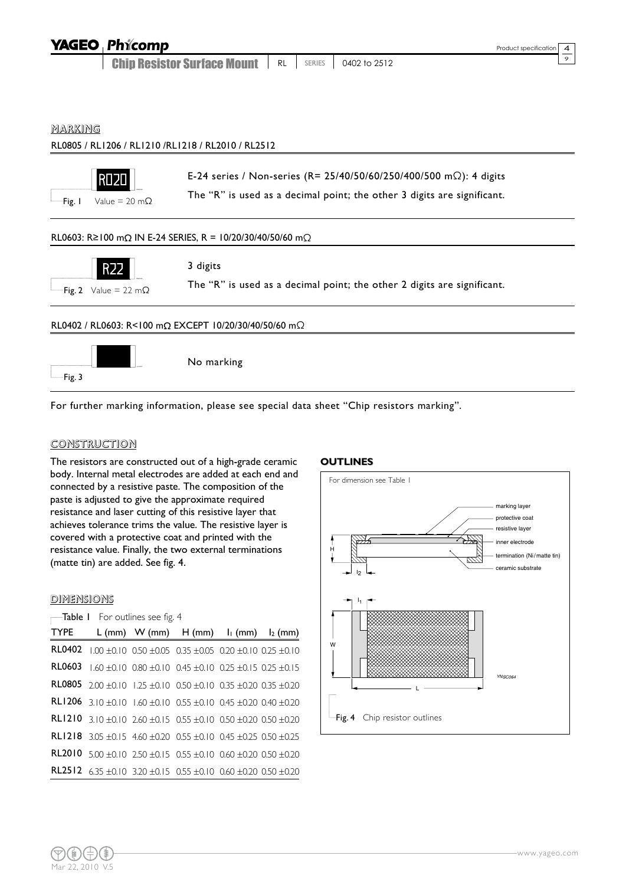## MARKING

### RL0805 / RL1206 / RL1210 /RL1218 / RL2010 / RL2512

R020

Fig. 1 Value = 20 mΩ

E-24 series / Non-series (R= 25/40/50/60/250/400/500 mΩ): 4 digits

The "R" is used as a decimal point; the other 3 digits are significant.

### RL0603: R≥100 mΩ IN E-24 SERIES, R = 10/20/30/40/50/60 mΩ

R22

Fig. 2 Value = 22 mΩ

3 digits

The "R" is used as a decimal point; the other 2 digits are significant.

### RL0402 / RL0603: R<100 mΩ EXCEPT 10/20/30/40/50/60 mΩ

Fig. 3

No marking

For further marking information, please see special data sheet "Chip resistors marking".

## CONSTRUCTION

The resistors are constructed out of a high-grade ceramic body. Internal metal electrodes are added at each end and connected by a resistive paste. The composition of the paste is adjusted to give the approximate required resistance and laser cutting of this resistive layer that achieves tolerance trims the value. The resistive layer is covered with a protective coat and printed with the resistance value. Finally, the two external terminations (matte tin) are added. See fig. 4.

## DIMENSIONS

Table 1 For outlines see fig. 4

| TYPE | L (mm) | W (mm) | H (mm) | $l_1$ (mm) | $l_2$ (mm) |
|---|---|---|---|---|---|
| RL0402 | 1.00 ±0.10 | 0.50 ±0.05 | 0.35 ±0.05 | 0.20 ±0.10 | 0.25 ±0.10 |
| RL0603 | 1.60 ±0.10 | 0.80 ±0.10 | 0.45 ±0.10 | 0.25 ±0.15 | 0.25 ±0.15 |
| RL0805 | 2.00 ±0.10 | 1.25 ±0.10 | 0.50 ±0.10 | 0.35 ±0.20 | 0.35 ±0.20 |
| RL1206 | 3.10 ±0.10 | 1.60 ±0.10 | 0.55 ±0.10 | 0.45 ±0.20 | 0.40 ±0.20 |
| RL1210 | 3.10 ±0.10 | 2.60 ±0.15 | 0.55 ±0.10 | 0.50 ±0.20 | 0.50 ±0.20 |
| RL1218 | 3.05 ±0.15 | 4.60 ±0.20 | 0.55 ±0.10 | 0.45 ±0.25 | 0.50 ±0.25 |
| RL2010 | 5.00 ±0.10 | 2.50 ±0.15 | 0.55 ±0.10 | 0.60 ±0.20 | 0.50 ±0.20 |
| RL2512 | 6.35 ±0.10 | 3.20 ±0.15 | 0.55 ±0.10 | 0.60 ±0.20 | 0.50 ±0.20 |

## OUTLINES

For dimension see Table 1

marking layer
protective coat
resistive layer
inner electrode
termination (Ni/matte tin)
ceramic substrate

H
$l_2$
$l_1$
W
L

YNSC064

Fig. 4 Chip resistor outlines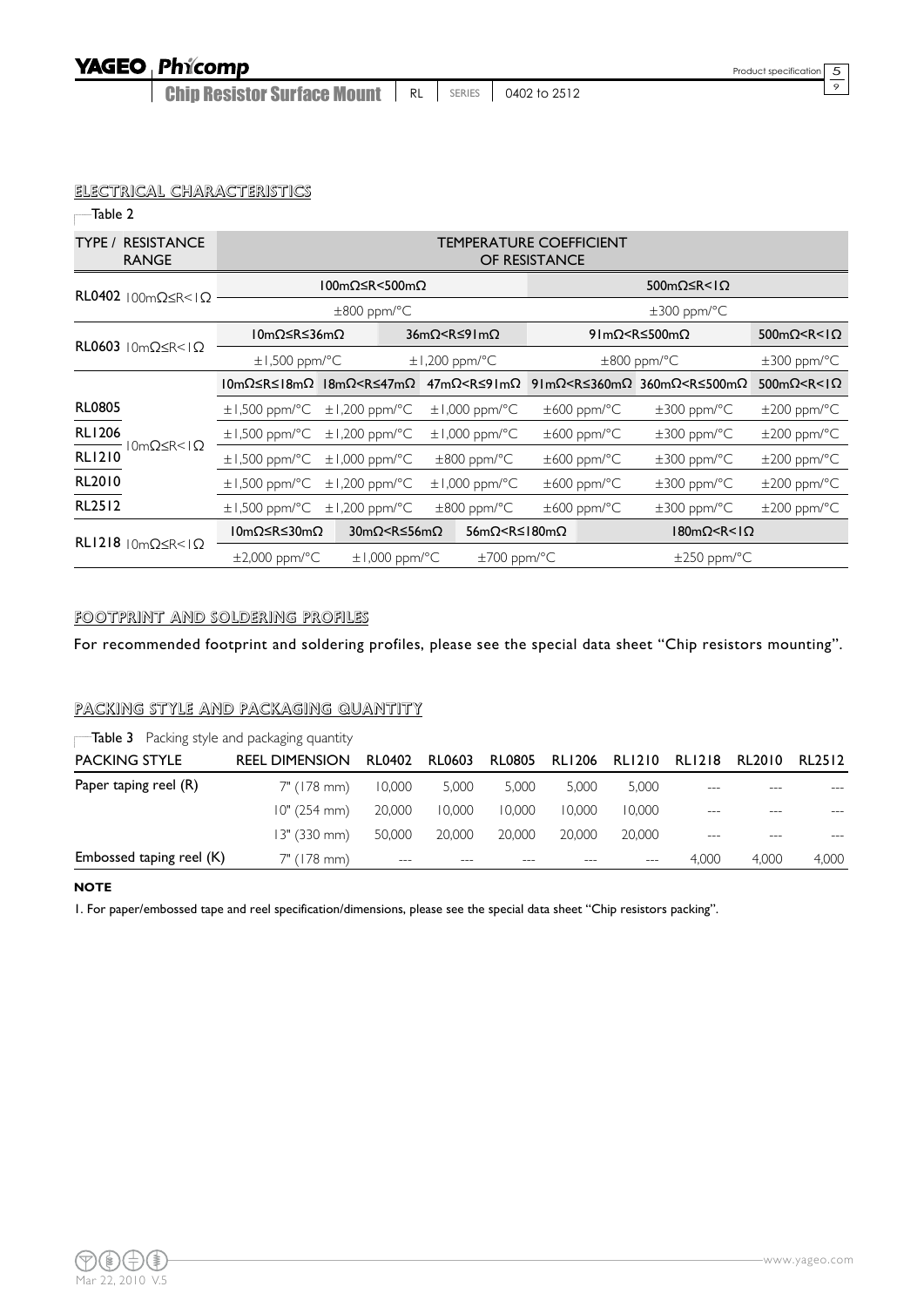## ELECTRICAL CHARACTERISTICS

Table 2

| TYPE / RESISTANCE RANGE | | TEMPERATURE COEFFICIENT OF RESISTANCE | | | | | |
|---|---|---|---|---|---|---|---|
| RL0402 | 100mΩ≤R<1Ω | 100mΩ≤R<500mΩ | | | 500mΩ≤R<1Ω | | |
| | | ±800 ppm/°C | | | ±300 ppm/°C | | |
| RL0603 | 10mΩ≤R<1Ω | 10mΩ≤R≤36mΩ | | 36mΩ<R≤91mΩ | 91mΩ<R≤500mΩ | | 500mΩ<R<1Ω |
| | | ±1,500 ppm/°C | | ±1,200 ppm/°C | ±800 ppm/°C | | ±300 ppm/°C |
| | | 10mΩ≤R≤18mΩ | 18mΩ<R≤47mΩ | 47mΩ<R≤91mΩ | 91mΩ<R≤360mΩ | 360mΩ<R≤500mΩ | 500mΩ<R<1Ω |
| RL0805 | 10mΩ≤R<1Ω | ±1,500 ppm/°C | ±1,200 ppm/°C | ±1,000 ppm/°C | ±600 ppm/°C | ±300 ppm/°C | ±200 ppm/°C |
| RL1206 | 10mΩ≤R<1Ω | ±1,500 ppm/°C | ±1,200 ppm/°C | ±1,000 ppm/°C | ±600 ppm/°C | ±300 ppm/°C | ±200 ppm/°C |
| RL1210 | 10mΩ≤R<1Ω | ±1,500 ppm/°C | ±1,000 ppm/°C | ±800 ppm/°C | ±600 ppm/°C | ±300 ppm/°C | ±200 ppm/°C |
| RL2010 | 10mΩ≤R<1Ω | ±1,500 ppm/°C | ±1,200 ppm/°C | ±1,000 ppm/°C | ±600 ppm/°C | ±300 ppm/°C | ±200 ppm/°C |
| RL2512 | 10mΩ≤R<1Ω | ±1,500 ppm/°C | ±1,200 ppm/°C | ±800 ppm/°C | ±600 ppm/°C | ±300 ppm/°C | ±200 ppm/°C |
| RL1218 | 10mΩ≤R<1Ω | 10mΩ≤R≤30mΩ | 30mΩ<R≤56mΩ | 56mΩ<R≤180mΩ | 180mΩ<R<1Ω | | |
| | | ±2,000 ppm/°C | ±1,000 ppm/°C | ±700 ppm/°C | ±250 ppm/°C | | |

## FOOTPRINT AND SOLDERING PROFILES

For recommended footprint and soldering profiles, please see the special data sheet "Chip resistors mounting".

## PACKING STYLE AND PACKAGING QUANTITY

Table 3 Packing style and packaging quantity

| PACKING STYLE | REEL DIMENSION | RL0402 | RL0603 | RL0805 | RL1206 | RL1210 | RL1218 | RL2010 | RL2512 |
|---|---|---|---|---|---|---|---|---|---|
| Paper taping reel (R) | 7" (178 mm) | 10,000 | 5,000 | 5,000 | 5,000 | 5,000 | --- | --- | --- |
| | 10" (254 mm) | 20,000 | 10,000 | 10,000 | 10,000 | 10,000 | --- | --- | --- |
| | 13" (330 mm) | 50,000 | 20,000 | 20,000 | 20,000 | 20,000 | --- | --- | --- |
| Embossed taping reel (K) | 7" (178 mm) | --- | --- | --- | --- | --- | 4,000 | 4,000 | 4,000 |

**NOTE**

1. For paper/embossed tape and reel specification/dimensions, please see the special data sheet "Chip resistors packing".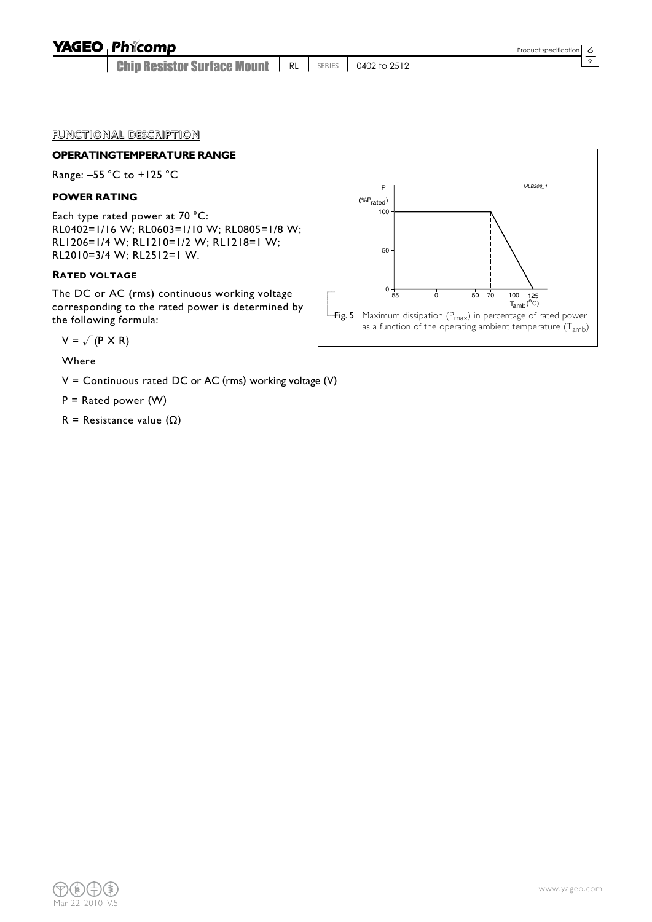## FUNCTIONAL DESCRIPTION

### OPERATINGTEMPERATURE RANGE

Range: –55 °C to +125 °C

### POWER RATING

Each type rated power at 70 °C:
RL0402=1/16 W; RL0603=1/10 W; RL0805=1/8 W; RL1206=1/4 W; RL1210=1/2 W; RL1218=1 W; RL2010=3/4 W; RL2512=1 W.

### RATED VOLTAGE

The DC or AC (rms) continuous working voltage corresponding to the rated power is determined by the following formula:

$V = \sqrt{(P \times R)}$

Where

V = Continuous rated DC or AC (rms) working voltage (V)

P = Rated power (W)

R = Resistance value (Ω)

Fig. 5 Maximum dissipation ($P_{max}$) in percentage of rated power as a function of the operating ambient temperature ($T_{amb}$)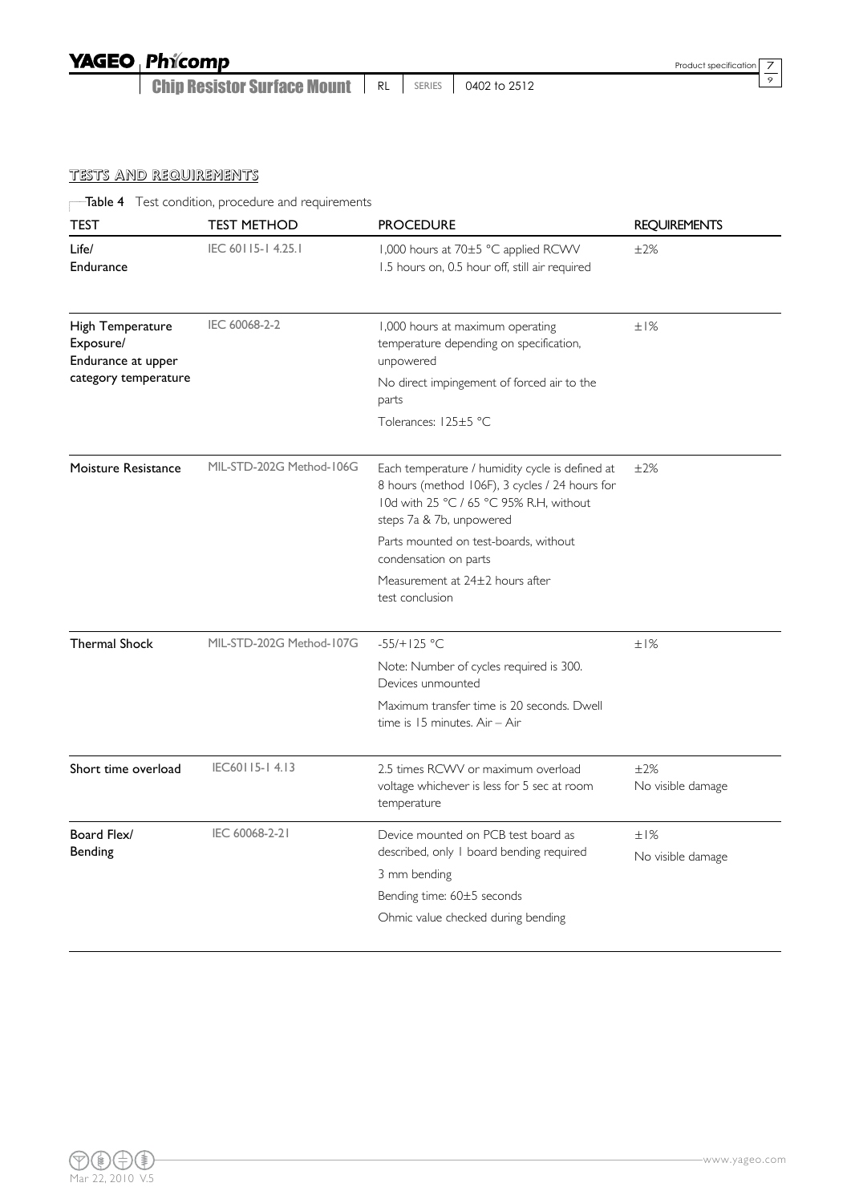## TESTS AND REQUIREMENTS

Table 4 Test condition, procedure and requirements

| TEST | TEST METHOD | PROCEDURE | REQUIREMENTS |
|---|---|---|---|
| Life/ Endurance | IEC 60115-1 4.25.1 | 1,000 hours at 70±5 °C applied RCWV<br>1.5 hours on, 0.5 hour off, still air required | ±2% |
| High Temperature Exposure/ Endurance at upper category temperature | IEC 60068-2-2 | 1,000 hours at maximum operating temperature depending on specification, unpowered<br>No direct impingement of forced air to the parts<br>Tolerances: 125±5 °C | ±1% |
| Moisture Resistance | MIL-STD-202G Method-106G | Each temperature / humidity cycle is defined at 8 hours (method 106F), 3 cycles / 24 hours for 10d with 25 °C / 65 °C 95% R.H, without steps 7a & 7b, unpowered<br>Parts mounted on test-boards, without condensation on parts<br>Measurement at 24±2 hours after test conclusion | ±2% |
| Thermal Shock | MIL-STD-202G Method-107G | -55/+125 °C<br>Note: Number of cycles required is 300. Devices unmounted<br>Maximum transfer time is 20 seconds. Dwell time is 15 minutes. Air – Air | ±1% |
| Short time overload | IEC60115-1 4.13 | 2.5 times RCWV or maximum overload voltage whichever is less for 5 sec at room temperature | ±2%<br>No visible damage |
| Board Flex/ Bending | IEC 60068-2-21 | Device mounted on PCB test board as described, only 1 board bending required<br>3 mm bending<br>Bending time: 60±5 seconds<br>Ohmic value checked during bending | ±1%<br>No visible damage |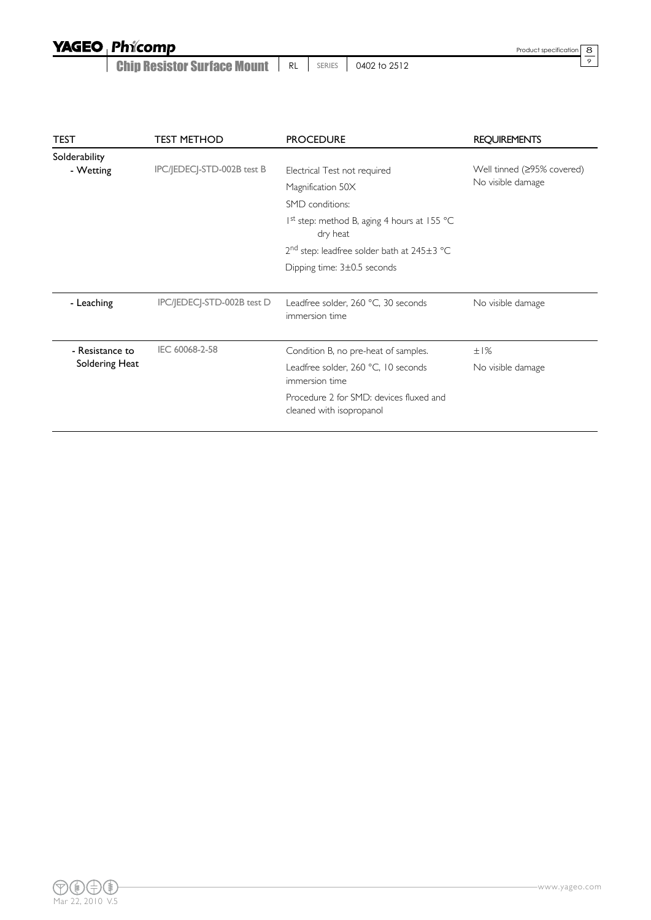| TEST | TEST METHOD | PROCEDURE | REQUIREMENTS |
|---|---|---|---|
| Solderability<br>- Wetting | IPC/JEDECJ-STD-002B test B | Electrical Test not required<br>Magnification 50X<br>SMD conditions:<br>1st step: method B, aging 4 hours at 155 °C dry heat<br>2nd step: leadfree solder bath at 245±3 °C<br>Dipping time: 3±0.5 seconds | Well tinned (≥95% covered)<br>No visible damage |
| - Leaching | IPC/JEDECJ-STD-002B test D | Leadfree solder, 260 °C, 30 seconds immersion time | No visible damage |
| - Resistance to Soldering Heat | IEC 60068-2-58 | Condition B, no pre-heat of samples.<br>Leadfree solder, 260 °C, 10 seconds immersion time<br>Procedure 2 for SMD: devices fluxed and cleaned with isopropanol | ±1%<br>No visible damage |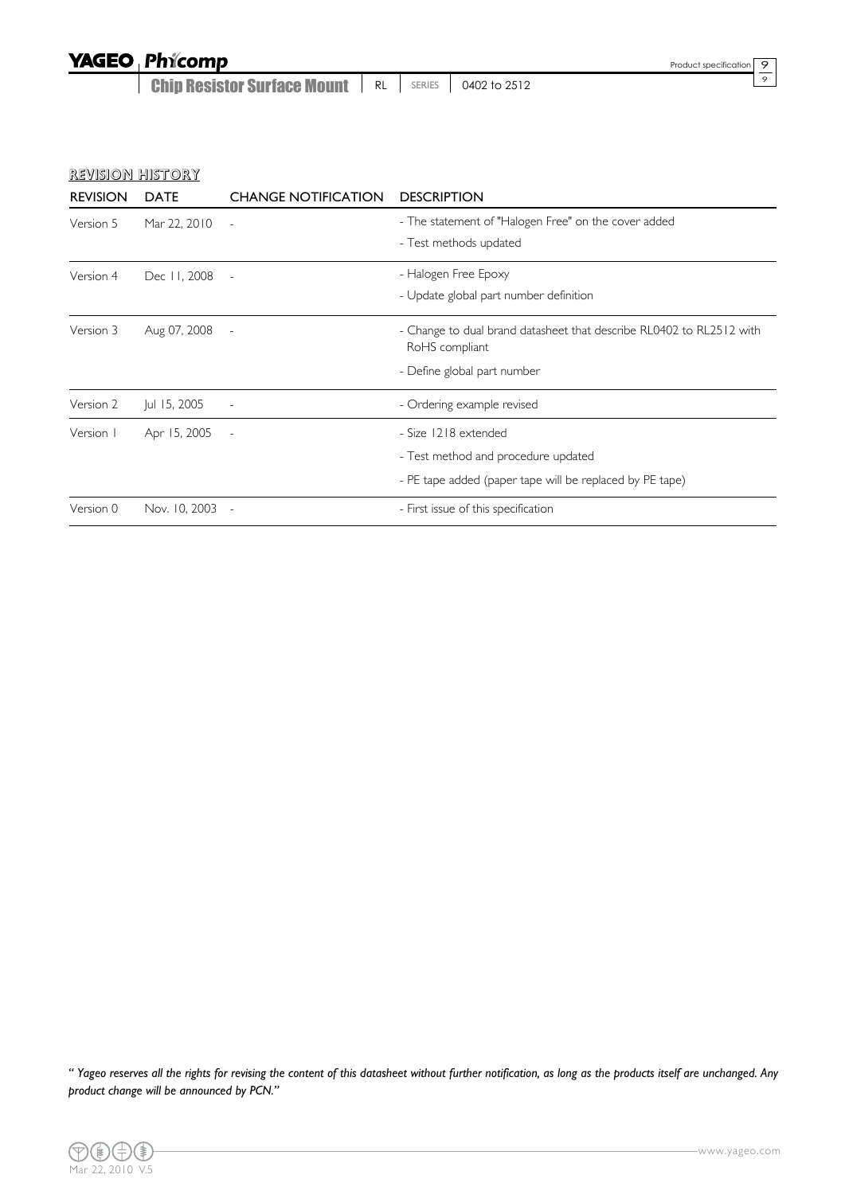## REVISION HISTORY

| REVISION | DATE | CHANGE NOTIFICATION | DESCRIPTION |
|---|---|---|---|
| Version 5 | Mar 22, 2010 | - | - The statement of "Halogen Free" on the cover added<br>- Test methods updated |
| Version 4 | Dec 11, 2008 | - | - Halogen Free Epoxy<br>- Update global part number definition |
| Version 3 | Aug 07, 2008 | - | - Change to dual brand datasheet that describe RL0402 to RL2512 with RoHS compliant<br>- Define global part number |
| Version 2 | Jul 15, 2005 | - | - Ordering example revised |
| Version 1 | Apr 15, 2005 | - | - Size 1218 extended<br>- Test method and procedure updated<br>- PE tape added (paper tape will be replaced by PE tape) |
| Version 0 | Nov. 10, 2003 | - | - First issue of this specification |

*" Yageo reserves all the rights for revising the content of this datasheet without further notification, as long as the products itself are unchanged. Any product change will be announced by PCN."*